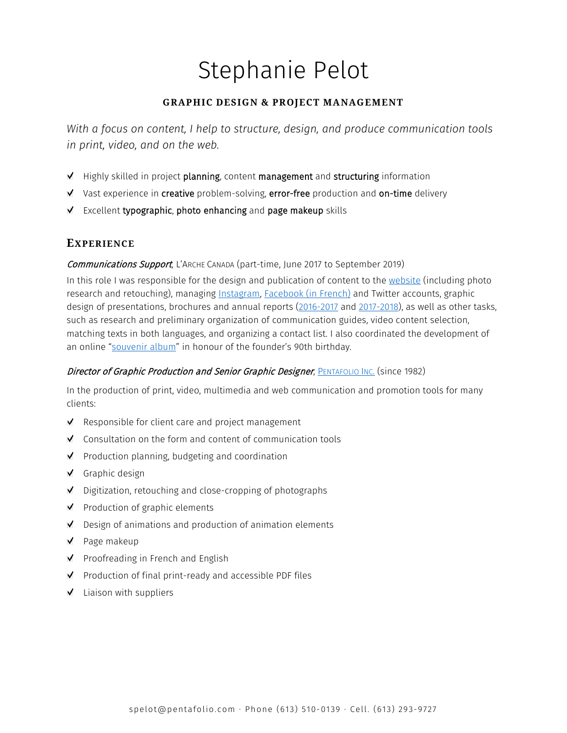# Stephanie Pelot

**GRAPHIC DESIGN & PROJECT MANAGEMENT**

*With a focus on content, I help to structure, design, and produce communication tools in print, video, and on the web.*

- ✔ Highly skilled in project **planning**, content **management** and **structuring** information
- ✔ Vast experience in **creative** problem-solving, **error-free** production and **on-time** delivery
- ✔ Excellent **typographic**, **photo enhancing** and **page makeup** skills

## Experience

*Communications Support*, L'Arche Canada (part-time, June 2017 to September 2019)

In this role I was responsible for the design and publication of content to the website (including photo research and retouching), managing Instagram, Facebook (in French) and Twitter accounts, graphic design of presentations, brochures and annual reports (2016-2017 and 2017-2018), as well as other tasks, such as research and preliminary organization of communication guides, video content selection, matching texts in both languages, and organizing a contact list. I also coordinated the development of an online "souvenir album" in honour of the founder's 90th birthday.

*Director of Graphic Production and Senior Graphic Designer*, Pentafolio Inc. (since 1982)

In the production of print, video, multimedia and web communication and promotion tools for many clients:

- ✔ Responsible for client care and project management
- ✔ Consultation on the form and content of communication tools
- ✔ Production planning, budgeting and coordination
- ✔ Graphic design
- ✔ Digitization, retouching and close-cropping of photographs
- ✔ Production of graphic elements
- ✔ Design of animations and production of animation elements
- ✔ Page makeup
- ✔ Proofreading in French and English
- ✔ Production of final print-ready and accessible PDF files
- ✔ Liaison with suppliers

spelot@pentafolio.com · Phone (613) 510-0139 · Cell. (613) 293-9727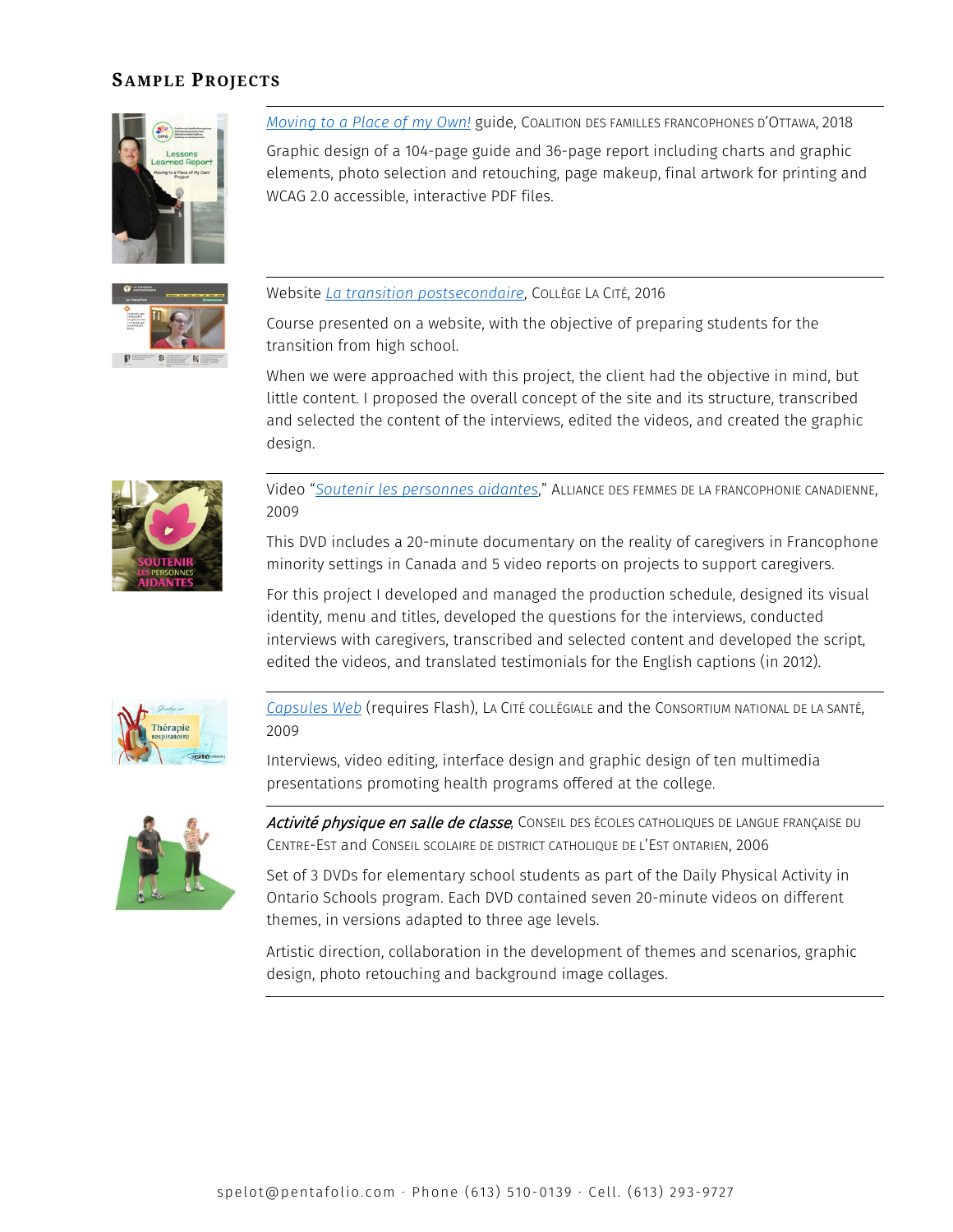## Sample Projects

*Moving to a Place of my Own!* guide, Coalition des familles francophones d'Ottawa, 2018

Graphic design of a 104-page guide and 36-page report including charts and graphic elements, photo selection and retouching, page makeup, final artwork for printing and WCAG 2.0 accessible, interactive PDF files.

---

Website *La transition postsecondaire*, Collège La Cité, 2016

Course presented on a website, with the objective of preparing students for the transition from high school.

When we were approached with this project, the client had the objective in mind, but little content. I proposed the overall concept of the site and its structure, transcribed and selected the content of the interviews, edited the videos, and created the graphic design.

---

Video "*Soutenir les personnes aidantes*," Alliance des femmes de la francophonie canadienne, 2009

This DVD includes a 20-minute documentary on the reality of caregivers in Francophone minority settings in Canada and 5 video reports on projects to support caregivers.

For this project I developed and managed the production schedule, designed its visual identity, menu and titles, developed the questions for the interviews, conducted interviews with caregivers, transcribed and selected content and developed the script, edited the videos, and translated testimonials for the English captions (in 2012).

---

*Capsules Web* (requires Flash), La Cité collégiale and the Consortium national de la santé, 2009

Interviews, video editing, interface design and graphic design of ten multimedia presentations promoting health programs offered at the college.

---

***Activité physique en salle de classe***, Conseil des écoles catholiques de langue française du Centre-Est and Conseil scolaire de district catholique de l'Est ontarien, 2006

Set of 3 DVDs for elementary school students as part of the Daily Physical Activity in Ontario Schools program. Each DVD contained seven 20-minute videos on different themes, in versions adapted to three age levels.

Artistic direction, collaboration in the development of themes and scenarios, graphic design, photo retouching and background image collages.

spelot@pentafolio.com · Phone (613) 510-0139 · Cell. (613) 293-9727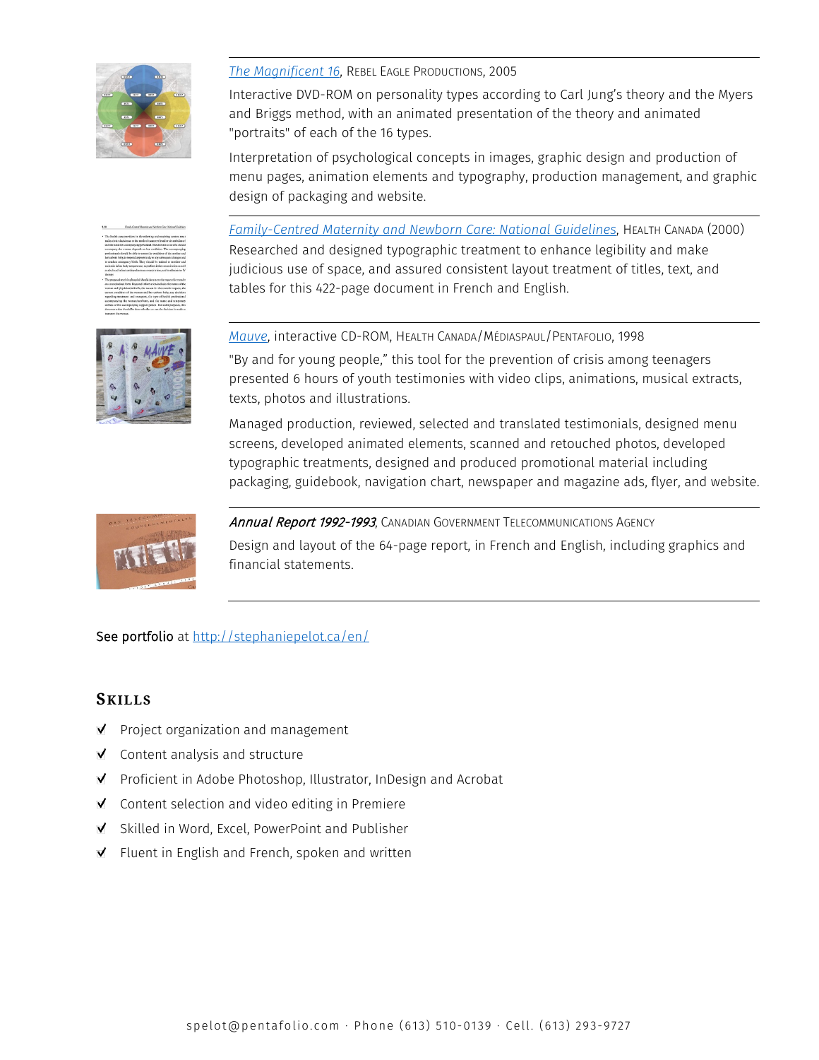[The Magnificent 16](#), Rebel Eagle Productions, 2005

Interactive DVD-ROM on personality types according to Carl Jung's theory and the Myers and Briggs method, with an animated presentation of the theory and animated "portraits" of each of the 16 types.

Interpretation of psychological concepts in images, graphic design and production of menu pages, animation elements and typography, production management, and graphic design of packaging and website.

---

[Family-Centred Maternity and Newborn Care: National Guidelines](#), Health Canada (2000)

Researched and designed typographic treatment to enhance legibility and make judicious use of space, and assured consistent layout treatment of titles, text, and tables for this 422-page document in French and English.

---

[Mauve](#), interactive CD-ROM, Health Canada/Médiaspaul/Pentafolio, 1998

"By and for young people," this tool for the prevention of crisis among teenagers presented 6 hours of youth testimonies with video clips, animations, musical extracts, texts, photos and illustrations.

Managed production, reviewed, selected and translated testimonials, designed menu screens, developed animated elements, scanned and retouched photos, developed typographic treatments, designed and produced promotional material including packaging, guidebook, navigation chart, newspaper and magazine ads, flyer, and website.

---

*Annual Report 1992-1993*, Canadian Government Telecommunications Agency

Design and layout of the 64-page report, in French and English, including graphics and financial statements.

---

See portfolio at http://stephaniepelot.ca/en/

## Skills

- ✓ Project organization and management
- ✓ Content analysis and structure
- ✓ Proficient in Adobe Photoshop, Illustrator, InDesign and Acrobat
- ✓ Content selection and video editing in Premiere
- ✓ Skilled in Word, Excel, PowerPoint and Publisher
- ✓ Fluent in English and French, spoken and written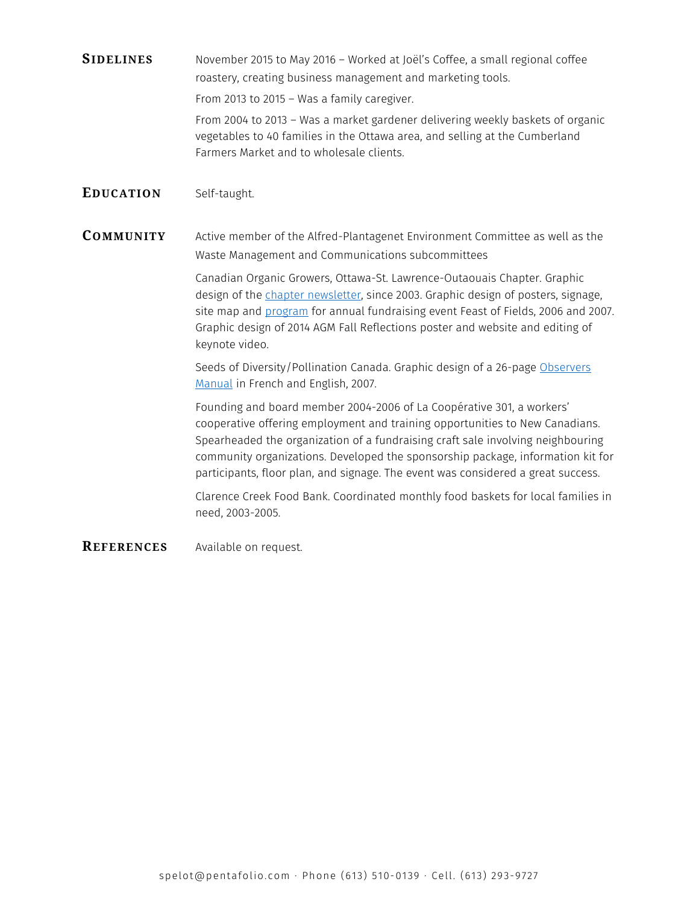## Sidelines

November 2015 to May 2016 – Worked at Joël's Coffee, a small regional coffee roastery, creating business management and marketing tools.

From 2013 to 2015 – Was a family caregiver.

From 2004 to 2013 – Was a market gardener delivering weekly baskets of organic vegetables to 40 families in the Ottawa area, and selling at the Cumberland Farmers Market and to wholesale clients.

## Education

Self-taught.

## Community

Active member of the Alfred-Plantagenet Environment Committee as well as the Waste Management and Communications subcommittees

Canadian Organic Growers, Ottawa-St. Lawrence-Outaouais Chapter. Graphic design of the chapter newsletter, since 2003. Graphic design of posters, signage, site map and program for annual fundraising event Feast of Fields, 2006 and 2007. Graphic design of 2014 AGM Fall Reflections poster and website and editing of keynote video.

Seeds of Diversity/Pollination Canada. Graphic design of a 26-page Observers Manual in French and English, 2007.

Founding and board member 2004-2006 of La Coopérative 301, a workers' cooperative offering employment and training opportunities to New Canadians. Spearheaded the organization of a fundraising craft sale involving neighbouring community organizations. Developed the sponsorship package, information kit for participants, floor plan, and signage. The event was considered a great success.

Clarence Creek Food Bank. Coordinated monthly food baskets for local families in need, 2003-2005.

## References

Available on request.

spelot@pentafolio.com · Phone (613) 510-0139 · Cell. (613) 293-9727